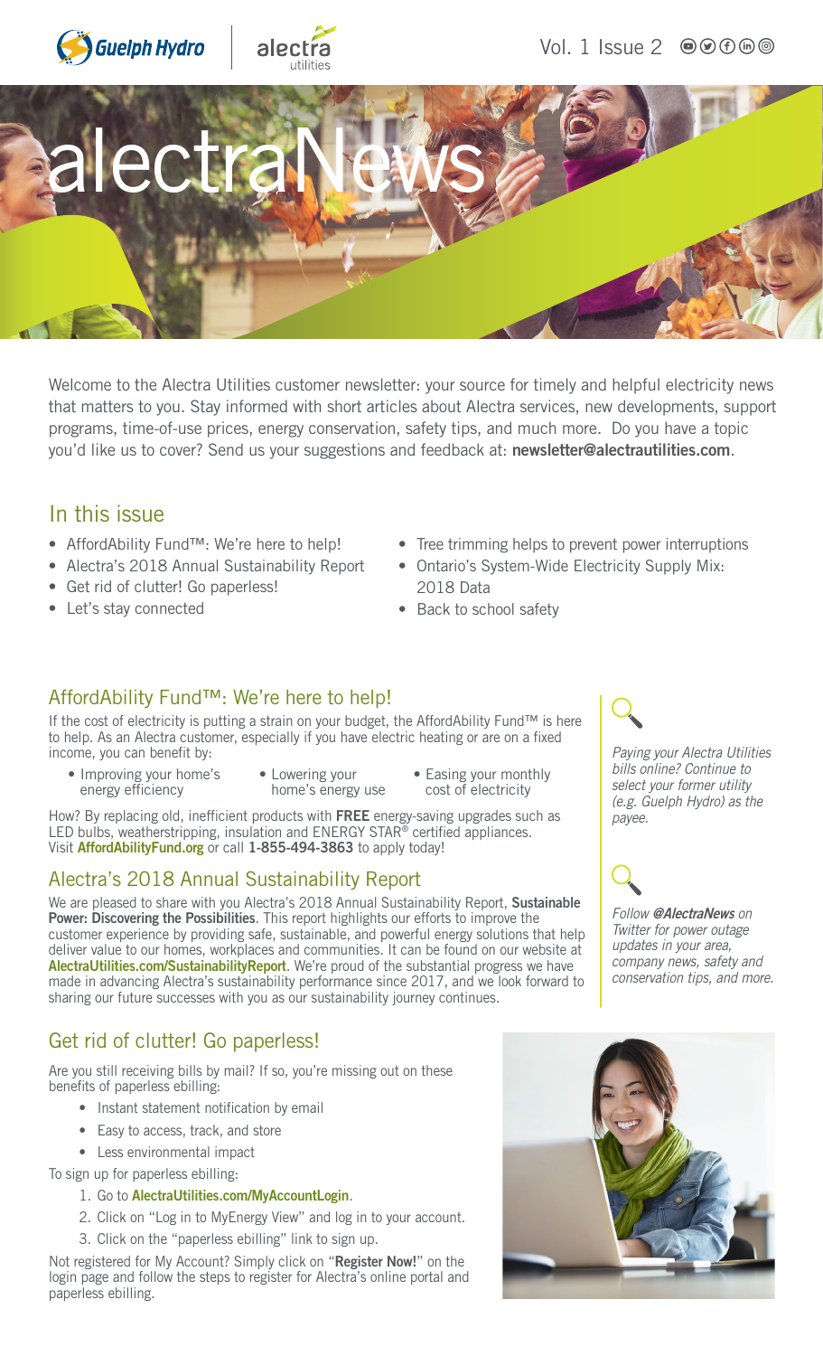# alectraNews

Welcome to the Alectra Utilities customer newsletter: your source for timely and helpful electricity news that matters to you. Stay informed with short articles about Alectra services, new developments, support programs, time-of-use prices, energy conservation, safety tips, and much more. Do you have a topic you'd like us to cover? Send us your suggestions and feedback at: **newsletter@alectrautilities.com**.

## In this issue

- AffordAbility Fund™: We're here to help!
- Alectra's 2018 Annual Sustainability Report
- Get rid of clutter! Go paperless!
- Let's stay connected
- Tree trimming helps to prevent power interruptions
- Ontario's System-Wide Electricity Supply Mix: 2018 Data
- Back to school safety

## AffordAbility Fund™: We're here to help!

If the cost of electricity is putting a strain on your budget, the AffordAbility Fund™ is here to help. As an Alectra customer, especially if you have electric heating or are on a fixed income, you can benefit by:

- Improving your home's energy efficiency
- Lowering your home's energy use
- Easing your monthly cost of electricity

How? By replacing old, inefficient products with **FREE** energy-saving upgrades such as LED bulbs, weatherstripping, insulation and ENERGY STAR® certified appliances. Visit **AffordAbilityFund.org** or call **1-855-494-3863** to apply today!

## Alectra's 2018 Annual Sustainability Report

We are pleased to share with you Alectra's 2018 Annual Sustainability Report, **Sustainable Power: Discovering the Possibilities**. This report highlights our efforts to improve the customer experience by providing safe, sustainable, and powerful energy solutions that help deliver value to our homes, workplaces and communities. It can be found on our website at **AlectraUtilities.com/SustainabilityReport**. We're proud of the substantial progress we have made in advancing Alectra's sustainability performance since 2017, and we look forward to sharing our future successes with you as our sustainability journey continues.

*Paying your Alectra Utilities bills online? Continue to select your former utility (e.g. Guelph Hydro) as the payee.*

*Follow **@AlectraNews** on Twitter for power outage updates in your area, company news, safety and conservation tips, and more.*

## Get rid of clutter! Go paperless!

Are you still receiving bills by mail? If so, you're missing out on these benefits of paperless ebilling:

- Instant statement notification by email
- Easy to access, track, and store
- Less environmental impact

To sign up for paperless ebilling:

1. Go to **AlectraUtilities.com/MyAccountLogin**.
2. Click on "Log in to MyEnergy View" and log in to your account.
3. Click on the "paperless ebilling" link to sign up.

Not registered for My Account? Simply click on "**Register Now!**" on the login page and follow the steps to register for Alectra's online portal and paperless ebilling.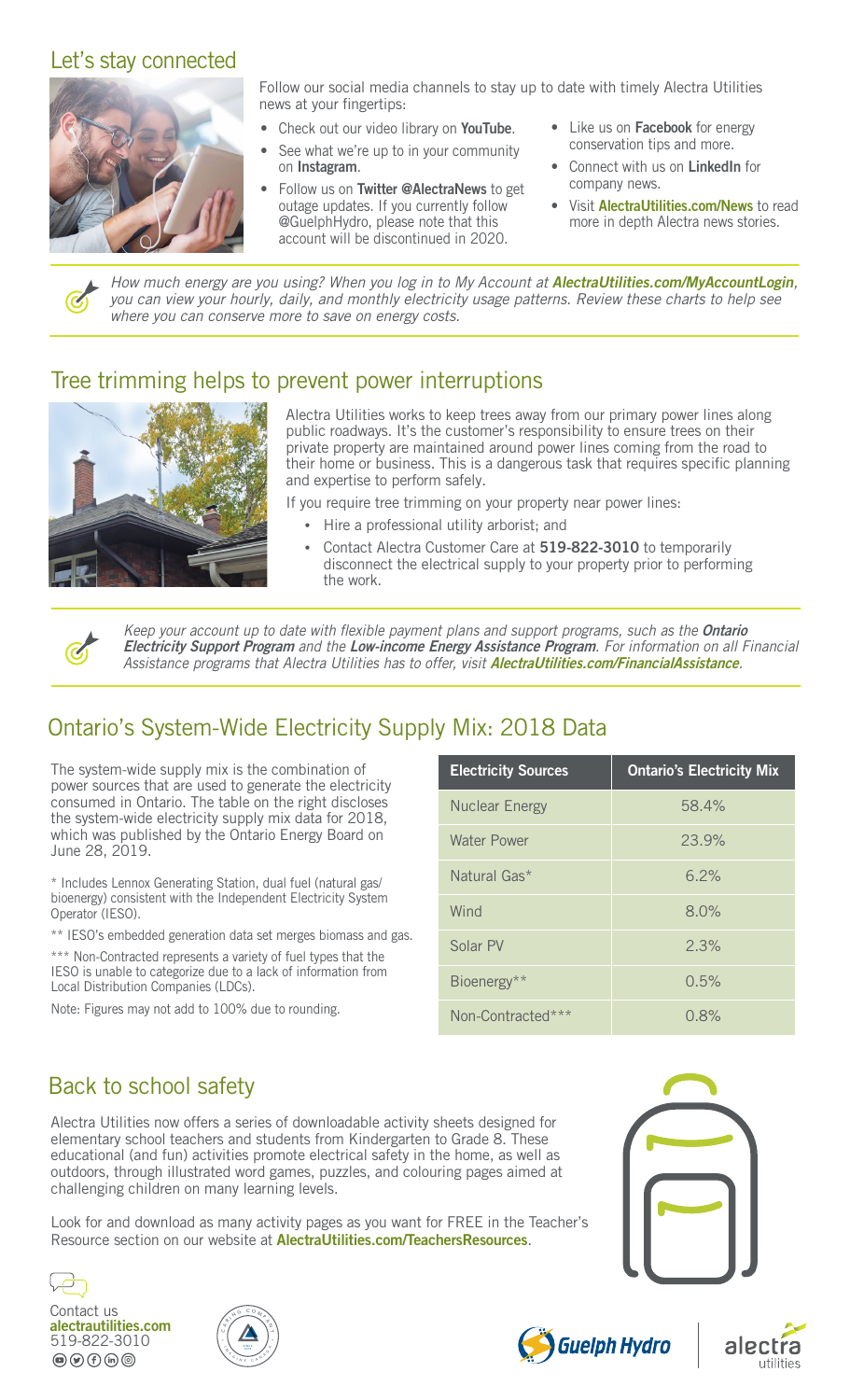## Let's stay connected

Follow our social media channels to stay up to date with timely Alectra Utilities news at your fingertips:

- Check out our video library on **YouTube**.
- See what we're up to in your community on **Instagram**.
- Follow us on **Twitter @AlectraNews** to get outage updates. If you currently follow @GuelphHydro, please note that this account will be discontinued in 2020.
- Like us on **Facebook** for energy conservation tips and more.
- Connect with us on **LinkedIn** for company news.
- Visit **AlectraUtilities.com/News** to read more in depth Alectra news stories.

*How much energy are you using? When you log in to My Account at **AlectraUtilities.com/MyAccountLogin**, you can view your hourly, daily, and monthly electricity usage patterns. Review these charts to help see where you can conserve more to save on energy costs.*

## Tree trimming helps to prevent power interruptions

Alectra Utilities works to keep trees away from our primary power lines along public roadways. It's the customer's responsibility to ensure trees on their private property are maintained around power lines coming from the road to their home or business. This is a dangerous task that requires specific planning and expertise to perform safely.

If you require tree trimming on your property near power lines:

- Hire a professional utility arborist; and
- Contact Alectra Customer Care at **519-822-3010** to temporarily disconnect the electrical supply to your property prior to performing the work.

*Keep your account up to date with flexible payment plans and support programs, such as the **Ontario Electricity Support Program** and the **Low-income Energy Assistance Program**. For information on all Financial Assistance programs that Alectra Utilities has to offer, visit **AlectraUtilities.com/FinancialAssistance**.*

## Ontario's System-Wide Electricity Supply Mix: 2018 Data

The system-wide supply mix is the combination of power sources that are used to generate the electricity consumed in Ontario. The table on the right discloses the system-wide electricity supply mix data for 2018, which was published by the Ontario Energy Board on June 28, 2019.

| Electricity Sources | Ontario's Electricity Mix |
|---|---|
| Nuclear Energy | 58.4% |
| Water Power | 23.9% |
| Natural Gas* | 6.2% |
| Wind | 8.0% |
| Solar PV | 2.3% |
| Bioenergy** | 0.5% |
| Non-Contracted*** | 0.8% |

\* Includes Lennox Generating Station, dual fuel (natural gas/ bioenergy) consistent with the Independent Electricity System Operator (IESO).

** IESO's embedded generation data set merges biomass and gas.

*** Non-Contracted represents a variety of fuel types that the IESO is unable to categorize due to a lack of information from Local Distribution Companies (LDCs).

Note: Figures may not add to 100% due to rounding.

## Back to school safety

Alectra Utilities now offers a series of downloadable activity sheets designed for elementary school teachers and students from Kindergarten to Grade 8. These educational (and fun) activities promote electrical safety in the home, as well as outdoors, through illustrated word games, puzzles, and colouring pages aimed at challenging children on many learning levels.

Look for and download as many activity pages as you want for FREE in the Teacher's Resource section on our website at **AlectraUtilities.com/TeachersResources**.

Contact us
**alectrautilities.com**
519-822-3010